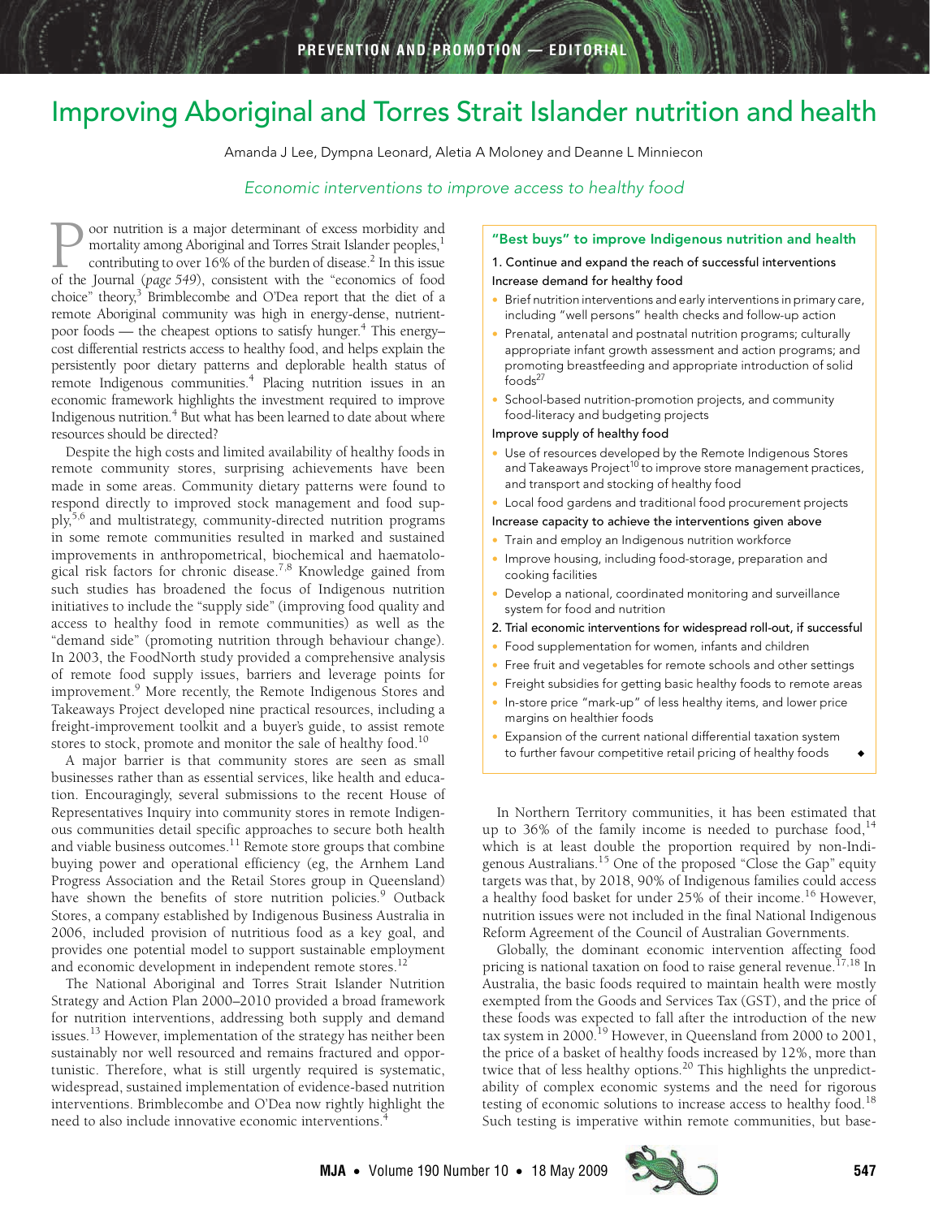# Improving Aboriginal and Torres Strait Islander nutrition and health

Amanda J Lee, Dympna Leonard, Aletia A Moloney and Deanne L Minniecon

*Economic interventions to improve access to healthy food*

Poor nutrition is a major determinant of excess morbidity and mortality among Aboriginal and Torres Strait Islander peoples,[1] contributing to over 16% of the burden of disease.[2] In this issue of the Journal (*page 549*), consistent with the "economics of food choice" theory,[3] Brimblecombe and O'Dea report that the diet of a remote Aboriginal community was high in energy-dense, nutrient-poor foods — the cheapest options to satisfy hunger.[4] This energy–cost differential restricts access to healthy food, and helps explain the persistently poor dietary patterns and deplorable health status of remote Indigenous communities.[4] Placing nutrition issues in an economic framework highlights the investment required to improve Indigenous nutrition.[4] But what has been learned to date about where resources should be directed?

Despite the high costs and limited availability of healthy foods in remote community stores, surprising achievements have been made in some areas. Community dietary patterns were found to respond directly to improved stock management and food supply,[5,6] and multistrategy, community-directed nutrition programs in some remote communities resulted in marked and sustained improvements in anthropometrical, biochemical and haematological risk factors for chronic disease.[7,8] Knowledge gained from such studies has broadened the focus of Indigenous nutrition initiatives to include the "supply side" (improving food quality and access to healthy food in remote communities) as well as the "demand side" (promoting nutrition through behaviour change). In 2003, the FoodNorth study provided a comprehensive analysis of remote food supply issues, barriers and leverage points for improvement.[9] More recently, the Remote Indigenous Stores and Takeaways Project developed nine practical resources, including a freight-improvement toolkit and a buyer's guide, to assist remote stores to stock, promote and monitor the sale of healthy food.[10]

A major barrier is that community stores are seen as small businesses rather than as essential services, like health and education. Encouragingly, several submissions to the recent House of Representatives Inquiry into community stores in remote Indigenous communities detail specific approaches to secure both health and viable business outcomes.[11] Remote store groups that combine buying power and operational efficiency (eg, the Arnhem Land Progress Association and the Retail Stores group in Queensland) have shown the benefits of store nutrition policies.[9] Outback Stores, a company established by Indigenous Business Australia in 2006, included provision of nutritious food as a key goal, and provides one potential model to support sustainable employment and economic development in independent remote stores.[12]

The National Aboriginal and Torres Strait Islander Nutrition Strategy and Action Plan 2000–2010 provided a broad framework for nutrition interventions, addressing both supply and demand issues.[13] However, implementation of the strategy has neither been sustainably nor well resourced and remains fractured and opportunistic. Therefore, what is still urgently required is systematic, widespread, sustained implementation of evidence-based nutrition interventions. Brimblecombe and O'Dea now rightly highlight the need to also include innovative economic interventions.[4]

> **"Best buys" to improve Indigenous nutrition and health**
>
> **1. Continue and expand the reach of successful interventions**
>
> Increase demand for healthy food
>
> - Brief nutrition interventions and early interventions in primary care, including "well persons" health checks and follow-up action
> - Prenatal, antenatal and postnatal nutrition programs; culturally appropriate infant growth assessment and action programs; and promoting breastfeeding and appropriate introduction of solid foods[27]
> - School-based nutrition-promotion projects, and community food-literacy and budgeting projects
>
> Improve supply of healthy food
>
> - Use of resources developed by the Remote Indigenous Stores and Takeaways Project[10] to improve store management practices, and transport and stocking of healthy food
> - Local food gardens and traditional food procurement projects
>
> Increase capacity to achieve the interventions given above
>
> - Train and employ an Indigenous nutrition workforce
> - Improve housing, including food-storage, preparation and cooking facilities
> - Develop a national, coordinated monitoring and surveillance system for food and nutrition
>
> **2. Trial economic interventions for widespread roll-out, if successful**
>
> - Food supplementation for women, infants and children
> - Free fruit and vegetables for remote schools and other settings
> - Freight subsidies for getting basic healthy foods to remote areas
> - In-store price "mark-up" of less healthy items, and lower price margins on healthier foods
> - Expansion of the current national differential taxation system to further favour competitive retail pricing of healthy foods ◆

In Northern Territory communities, it has been estimated that up to 36% of the family income is needed to purchase food,[14] which is at least double the proportion required by non-Indigenous Australians.[15] One of the proposed "Close the Gap" equity targets was that, by 2018, 90% of Indigenous families could access a healthy food basket for under 25% of their income.[16] However, nutrition issues were not included in the final National Indigenous Reform Agreement of the Council of Australian Governments.

Globally, the dominant economic intervention affecting food pricing is national taxation on food to raise general revenue.[17,18] In Australia, the basic foods required to maintain health were mostly exempted from the Goods and Services Tax (GST), and the price of these foods was expected to fall after the introduction of the new tax system in 2000.[19] However, in Queensland from 2000 to 2001, the price of a basket of healthy foods increased by 12%, more than twice that of less healthy options.[20] This highlights the unpredictability of complex economic systems and the need for rigorous testing of economic solutions to increase access to healthy food.[18] Such testing is imperative within remote communities, but base-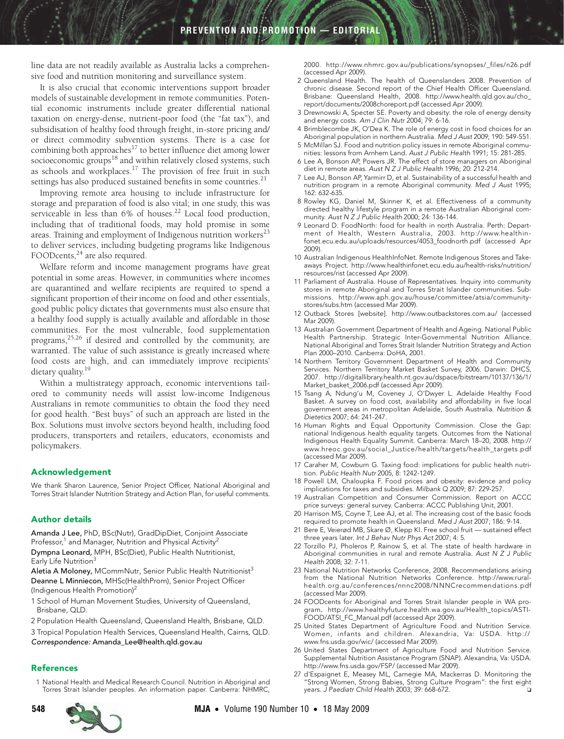line data are not readily available as Australia lacks a comprehensive food and nutrition monitoring and surveillance system.

It is also crucial that economic interventions support broader models of sustainable development in remote communities. Potential economic instruments include greater differential national taxation on energy-dense, nutrient-poor food (the "fat tax"), and subsidisation of healthy food through freight, in-store pricing and/or direct commodity subvention systems. There is a case for combining both approaches[17] to better influence diet among lower socioeconomic groups[18] and within relatively closed systems, such as schools and workplaces.[17] The provision of free fruit in such settings has also produced sustained benefits in some countries.[21]

Improving remote area housing to include infrastructure for storage and preparation of food is also vital; in one study, this was serviceable in less than 6% of houses.[22] Local food production, including that of traditional foods, may hold promise in some areas. Training and employment of Indigenous nutrition workers[23] to deliver services, including budgeting programs like Indigenous FOODcents,[24] are also required.

Welfare reform and income management programs have great potential in some areas. However, in communities where incomes are quarantined and welfare recipients are required to spend a significant proportion of their income on food and other essentials, good public policy dictates that governments must also ensure that a healthy food supply is actually available and affordable in those communities. For the most vulnerable, food supplementation programs,[25,26] if desired and controlled by the community, are warranted. The value of such assistance is greatly increased where food costs are high, and can immediately improve recipients' dietary quality.[19]

Within a multistrategy approach, economic interventions tailored to community needs will assist low-income Indigenous Australians in remote communities to obtain the food they need for good health. "Best buys" of such an approach are listed in the Box. Solutions must involve sectors beyond health, including food producers, transporters and retailers, educators, economists and policymakers.

## Acknowledgement

We thank Sharon Laurence, Senior Project Officer, National Aboriginal and Torres Strait Islander Nutrition Strategy and Action Plan, for useful comments.

## Author details

**Amanda J Lee,** PhD, BSc(Nutr), GradDipDiet, Conjoint Associate Professor,[1] and Manager, Nutrition and Physical Activity[2]
**Dympna Leonard,** MPH, BSc(Diet), Public Health Nutritionist, Early Life Nutrition[3]
**Aletia A Moloney,** MCommNutr, Senior Public Health Nutritionist[3]
**Deanne L Minniecon,** MHSc(HealthProm), Senior Project Officer (Indigenous Health Promotion)[2]

1 School of Human Movement Studies, University of Queensland, Brisbane, QLD.
2 Population Health Queensland, Queensland Health, Brisbane, QLD.
3 Tropical Population Health Services, Queensland Health, Cairns, QLD.

*Correspondence:* Amanda_Lee@health.qld.gov.au

## References

1. National Health and Medical Research Council. Nutrition in Aboriginal and Torres Strait Islander peoples. An information paper. Canberra: NHMRC, 2000. http://www.nhmrc.gov.au/publications/synopses/_files/n26.pdf (accessed Apr 2009).
2. Queensland Health. The health of Queenslanders 2008. Prevention of chronic disease. Second report of the Chief Health Officer Queensland. Brisbane: Queensland Health, 2008. http://www.health.qld.gov.au/cho_report/documents/2008choreport.pdf (accessed Apr 2009).
3. Drewnowski A, Specter SE. Poverty and obesity: the role of energy density and energy costs. *Am J Clin Nutr* 2004; 79: 6-16.
4. Brimblecombe JK, O'Dea K. The role of energy cost in food choices for an Aboriginal population in northern Australia. *Med J Aust* 2009; 190: 549-551.
5. McMillan SJ. Food and nutrition policy issues in remote Aboriginal communities: lessons from Arnhem Land. *Aust J Public Health* 1991; 15: 281-285.
6. Lee A, Bonson AP, Powers JR. The effect of store managers on Aboriginal diet in remote areas. *Aust N Z J Public Health* 1996; 20: 212-214.
7. Lee AJ, Bonson AP, Yarmirr D, et al. Sustainability of a successful health and nutrition program in a remote Aboriginal community. *Med J Aust* 1995; 162: 632-635.
8. Rowley KG, Daniel M, Skinner K, et al. Effectiveness of a community directed healthy lifestyle program in a remote Australian Aboriginal community. *Aust N Z J Public Health* 2000; 24: 136-144.
9. Leonard D. FoodNorth: food for health in north Australia. Perth: Department of Health, Western Australia, 2003. http://www.healthinfonet.ecu.edu.au/uploads/resources/4053_foodnorth.pdf (accessed Apr 2009).
10. Australian Indigenous HealthInfoNet. Remote Indigenous Stores and Takeaways Project. http://www.healthinfonet.ecu.edu.au/health-risks/nutrition/resources/rist (accessed Apr 2009).
11. Parliament of Australia. House of Representatives. Inquiry into community stores in remote Aboriginal and Torres Strait Islander communities. Submissions. http://www.aph.gov.au/house/committee/atsia/communitystores/subs.htm (accessed Mar 2009).
12. Outback Stores [website]. http://www.outbackstores.com.au/ (accessed Mar 2009).
13. Australian Government Department of Health and Ageing. National Public Health Partnership. Strategic Inter-Governmental Nutrition Alliance. National Aboriginal and Torres Strait Islander Nutrition Strategy and Action Plan 2000–2010. Canberra: DoHA, 2001.
14. Northern Territory Government Department of Health and Community Services. Northern Territory Market Basket Survey, 2006. Darwin: DHCS, 2007. http://digitallibrary.health.nt.gov.au/dspace/bitstream/10137/136/1/Market_basket_2006.pdf (accessed Apr 2009).
15. Tsang A, Ndung'u M, Coveney J, O'Dwyer L. Adelaide Healthy Food Basket. A survey on food cost, availability and affordability in five local government areas in metropolitan Adelaide, South Australia. *Nutrition & Dietetics* 2007; 64: 241-247.
16. Human Rights and Equal Opportunity Commission. Close the Gap: national Indigenous health equality targets. Outcomes from the National Indigenous Health Equality Summit. Canberra: March 18–20, 2008. http://www.hreoc.gov.au/social_Justice/health/targets/health_targets.pdf (accessed Mar 2009).
17. Caraher M, Cowburn G. Taxing food: implications for public health nutrition. *Public Health Nutr* 2005, 8: 1242-1249.
18. Powell LM, Chaloupka F. Food prices and obesity: evidence and policy implications for taxes and subsidies. *Milbank Q* 2009; 87: 229-257.
19. Australian Competition and Consumer Commission. Report on ACCC price surveys: general survey. Canberra: ACCC Publishing Unit, 2001.
20. Harrison MS, Coyne T, Lee AJ, et al. The increasing cost of the basic foods required to promote health in Queensland. *Med J Aust* 2007; 186: 9-14.
21. Bere E, Veierød MB, Skare Ø, Klepp KI. Free school fruit — sustained effect three years later. *Int J Behav Nutr Phys Act* 2007; 4: 5.
22. Torzillo PJ, Pholeros P, Rainow S, et al. The state of health hardware in Aboriginal communities in rural and remote Australia. *Aust N Z J Public Health* 2008; 32: 7-11.
23. National Nutrition Networks Conference, 2008. Recommendations arising from the National Nutrition Networks Conference. http://www.ruralhealth.org.au/conferences/nnnc2008/NNNCrecommendations.pdf (accessed Mar 2009).
24. FOODcents for Aboriginal and Torres Strait Islander people in WA program. http://www.healthyfuture.health.wa.gov.au/Health_topics/ASTI-FOOD/ATSI_FC_Manual.pdf (accessed Apr 2009).
25. United States Department of Agriculture Food and Nutrition Service. Women, infants and children. Alexandria, Va: USDA. http://www.fns.usda.gov/wic/ (accessed Mar 2009).
26. United States Department of Agriculture Food and Nutrition Service. Supplemental Nutrition Assistance Program (SNAP). Alexandria, Va: USDA. http://www.fns.usda.gov/FSP/ (accessed Mar 2009).
27. d'Espaignet E, Measey ML, Carnegie MA, Mackerras D. Monitoring the "Strong Women, Strong Babies, Strong Culture Program": the first eight years. *J Paediatr Child Health* 2003; 39: 668-672.